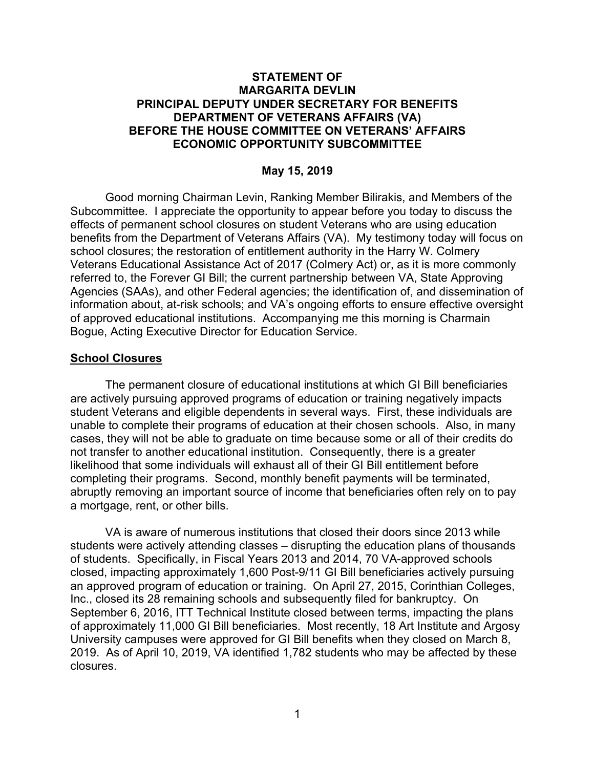**STATEMENT OF**
**MARGARITA DEVLIN**
**PRINCIPAL DEPUTY UNDER SECRETARY FOR BENEFITS**
**DEPARTMENT OF VETERANS AFFAIRS (VA)**
**BEFORE THE HOUSE COMMITTEE ON VETERANS' AFFAIRS**
**ECONOMIC OPPORTUNITY SUBCOMMITTEE**

**May 15, 2019**

Good morning Chairman Levin, Ranking Member Bilirakis, and Members of the Subcommittee. I appreciate the opportunity to appear before you today to discuss the effects of permanent school closures on student Veterans who are using education benefits from the Department of Veterans Affairs (VA). My testimony today will focus on school closures; the restoration of entitlement authority in the Harry W. Colmery Veterans Educational Assistance Act of 2017 (Colmery Act) or, as it is more commonly referred to, the Forever GI Bill; the current partnership between VA, State Approving Agencies (SAAs), and other Federal agencies; the identification of, and dissemination of information about, at-risk schools; and VA's ongoing efforts to ensure effective oversight of approved educational institutions. Accompanying me this morning is Charmain Bogue, Acting Executive Director for Education Service.

## School Closures

The permanent closure of educational institutions at which GI Bill beneficiaries are actively pursuing approved programs of education or training negatively impacts student Veterans and eligible dependents in several ways. First, these individuals are unable to complete their programs of education at their chosen schools. Also, in many cases, they will not be able to graduate on time because some or all of their credits do not transfer to another educational institution. Consequently, there is a greater likelihood that some individuals will exhaust all of their GI Bill entitlement before completing their programs. Second, monthly benefit payments will be terminated, abruptly removing an important source of income that beneficiaries often rely on to pay a mortgage, rent, or other bills.

VA is aware of numerous institutions that closed their doors since 2013 while students were actively attending classes – disrupting the education plans of thousands of students. Specifically, in Fiscal Years 2013 and 2014, 70 VA-approved schools closed, impacting approximately 1,600 Post-9/11 GI Bill beneficiaries actively pursuing an approved program of education or training. On April 27, 2015, Corinthian Colleges, Inc., closed its 28 remaining schools and subsequently filed for bankruptcy. On September 6, 2016, ITT Technical Institute closed between terms, impacting the plans of approximately 11,000 GI Bill beneficiaries. Most recently, 18 Art Institute and Argosy University campuses were approved for GI Bill benefits when they closed on March 8, 2019. As of April 10, 2019, VA identified 1,782 students who may be affected by these closures.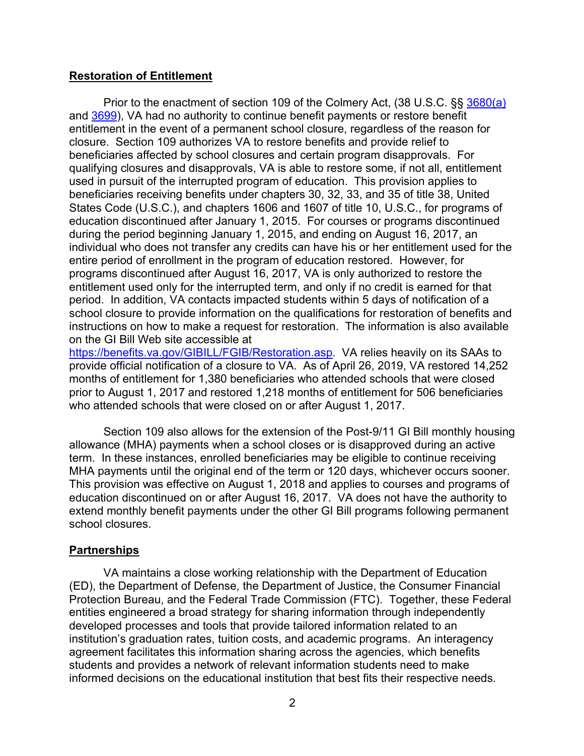**Restoration of Entitlement**

Prior to the enactment of section 109 of the Colmery Act, (38 U.S.C. §§ [3680(a)](#) and [3699](#)), VA had no authority to continue benefit payments or restore benefit entitlement in the event of a permanent school closure, regardless of the reason for closure. Section 109 authorizes VA to restore benefits and provide relief to beneficiaries affected by school closures and certain program disapprovals. For qualifying closures and disapprovals, VA is able to restore some, if not all, entitlement used in pursuit of the interrupted program of education. This provision applies to beneficiaries receiving benefits under chapters 30, 32, 33, and 35 of title 38, United States Code (U.S.C.), and chapters 1606 and 1607 of title 10, U.S.C., for programs of education discontinued after January 1, 2015. For courses or programs discontinued during the period beginning January 1, 2015, and ending on August 16, 2017, an individual who does not transfer any credits can have his or her entitlement used for the entire period of enrollment in the program of education restored. However, for programs discontinued after August 16, 2017, VA is only authorized to restore the entitlement used only for the interrupted term, and only if no credit is earned for that period. In addition, VA contacts impacted students within 5 days of notification of a school closure to provide information on the qualifications for restoration of benefits and instructions on how to make a request for restoration. The information is also available on the GI Bill Web site accessible at https://benefits.va.gov/GIBILL/FGIB/Restoration.asp. VA relies heavily on its SAAs to provide official notification of a closure to VA. As of April 26, 2019, VA restored 14,252 months of entitlement for 1,380 beneficiaries who attended schools that were closed prior to August 1, 2017 and restored 1,218 months of entitlement for 506 beneficiaries who attended schools that were closed on or after August 1, 2017.

Section 109 also allows for the extension of the Post-9/11 GI Bill monthly housing allowance (MHA) payments when a school closes or is disapproved during an active term. In these instances, enrolled beneficiaries may be eligible to continue receiving MHA payments until the original end of the term or 120 days, whichever occurs sooner. This provision was effective on August 1, 2018 and applies to courses and programs of education discontinued on or after August 16, 2017. VA does not have the authority to extend monthly benefit payments under the other GI Bill programs following permanent school closures.

**Partnerships**

VA maintains a close working relationship with the Department of Education (ED), the Department of Defense, the Department of Justice, the Consumer Financial Protection Bureau, and the Federal Trade Commission (FTC). Together, these Federal entities engineered a broad strategy for sharing information through independently developed processes and tools that provide tailored information related to an institution's graduation rates, tuition costs, and academic programs. An interagency agreement facilitates this information sharing across the agencies, which benefits students and provides a network of relevant information students need to make informed decisions on the educational institution that best fits their respective needs.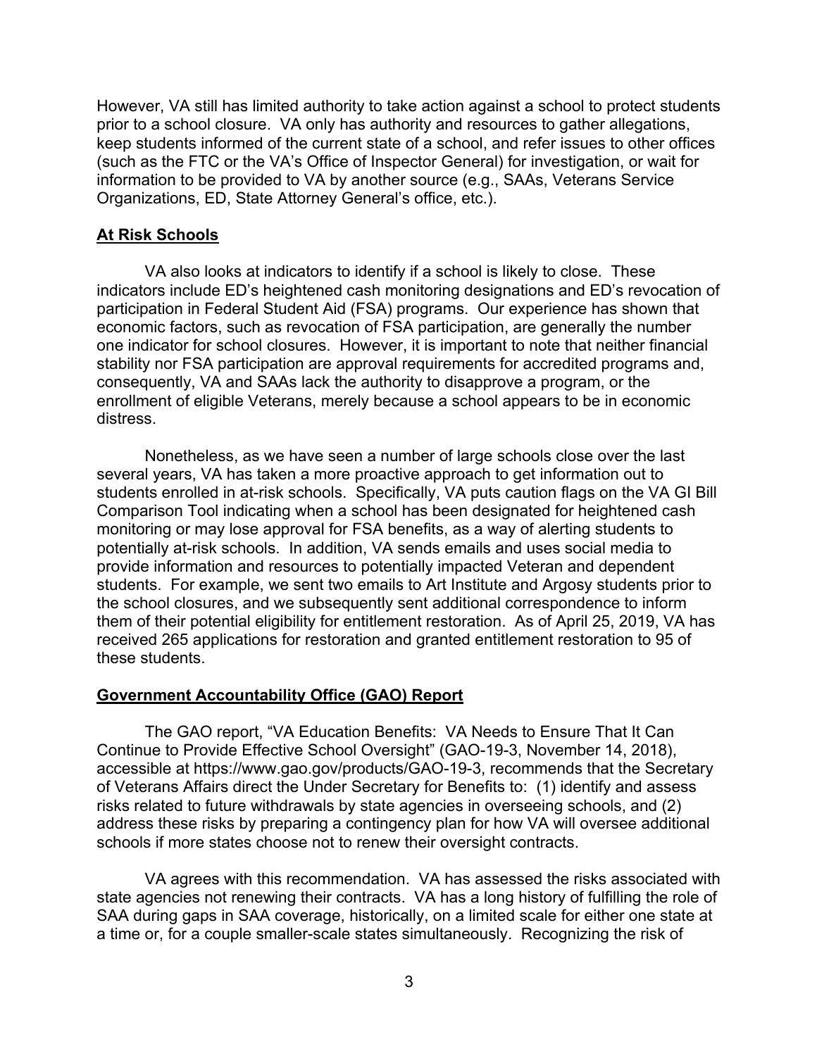However, VA still has limited authority to take action against a school to protect students prior to a school closure. VA only has authority and resources to gather allegations, keep students informed of the current state of a school, and refer issues to other offices (such as the FTC or the VA's Office of Inspector General) for investigation, or wait for information to be provided to VA by another source (e.g., SAAs, Veterans Service Organizations, ED, State Attorney General's office, etc.).

**At Risk Schools**

VA also looks at indicators to identify if a school is likely to close. These indicators include ED's heightened cash monitoring designations and ED's revocation of participation in Federal Student Aid (FSA) programs. Our experience has shown that economic factors, such as revocation of FSA participation, are generally the number one indicator for school closures. However, it is important to note that neither financial stability nor FSA participation are approval requirements for accredited programs and, consequently, VA and SAAs lack the authority to disapprove a program, or the enrollment of eligible Veterans, merely because a school appears to be in economic distress.

Nonetheless, as we have seen a number of large schools close over the last several years, VA has taken a more proactive approach to get information out to students enrolled in at-risk schools. Specifically, VA puts caution flags on the VA GI Bill Comparison Tool indicating when a school has been designated for heightened cash monitoring or may lose approval for FSA benefits, as a way of alerting students to potentially at-risk schools. In addition, VA sends emails and uses social media to provide information and resources to potentially impacted Veteran and dependent students. For example, we sent two emails to Art Institute and Argosy students prior to the school closures, and we subsequently sent additional correspondence to inform them of their potential eligibility for entitlement restoration. As of April 25, 2019, VA has received 265 applications for restoration and granted entitlement restoration to 95 of these students.

**Government Accountability Office (GAO) Report**

The GAO report, "VA Education Benefits: VA Needs to Ensure That It Can Continue to Provide Effective School Oversight" (GAO-19-3, November 14, 2018), accessible at https://www.gao.gov/products/GAO-19-3, recommends that the Secretary of Veterans Affairs direct the Under Secretary for Benefits to: (1) identify and assess risks related to future withdrawals by state agencies in overseeing schools, and (2) address these risks by preparing a contingency plan for how VA will oversee additional schools if more states choose not to renew their oversight contracts.

VA agrees with this recommendation. VA has assessed the risks associated with state agencies not renewing their contracts. VA has a long history of fulfilling the role of SAA during gaps in SAA coverage, historically, on a limited scale for either one state at a time or, for a couple smaller-scale states simultaneously. Recognizing the risk of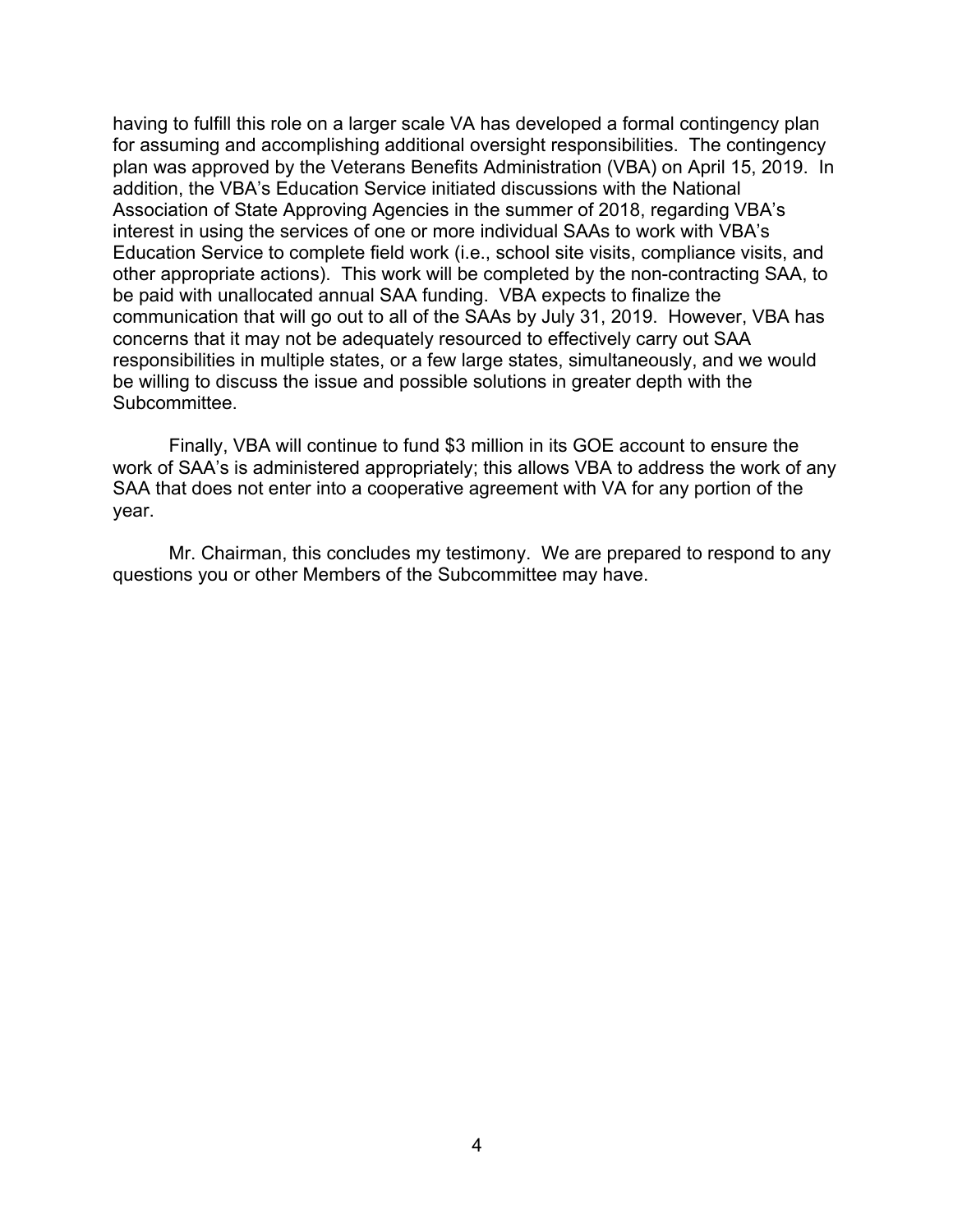having to fulfill this role on a larger scale VA has developed a formal contingency plan for assuming and accomplishing additional oversight responsibilities. The contingency plan was approved by the Veterans Benefits Administration (VBA) on April 15, 2019. In addition, the VBA's Education Service initiated discussions with the National Association of State Approving Agencies in the summer of 2018, regarding VBA's interest in using the services of one or more individual SAAs to work with VBA's Education Service to complete field work (i.e., school site visits, compliance visits, and other appropriate actions). This work will be completed by the non-contracting SAA, to be paid with unallocated annual SAA funding. VBA expects to finalize the communication that will go out to all of the SAAs by July 31, 2019. However, VBA has concerns that it may not be adequately resourced to effectively carry out SAA responsibilities in multiple states, or a few large states, simultaneously, and we would be willing to discuss the issue and possible solutions in greater depth with the Subcommittee.

Finally, VBA will continue to fund $3 million in its GOE account to ensure the work of SAA's is administered appropriately; this allows VBA to address the work of any SAA that does not enter into a cooperative agreement with VA for any portion of the year.

Mr. Chairman, this concludes my testimony. We are prepared to respond to any questions you or other Members of the Subcommittee may have.